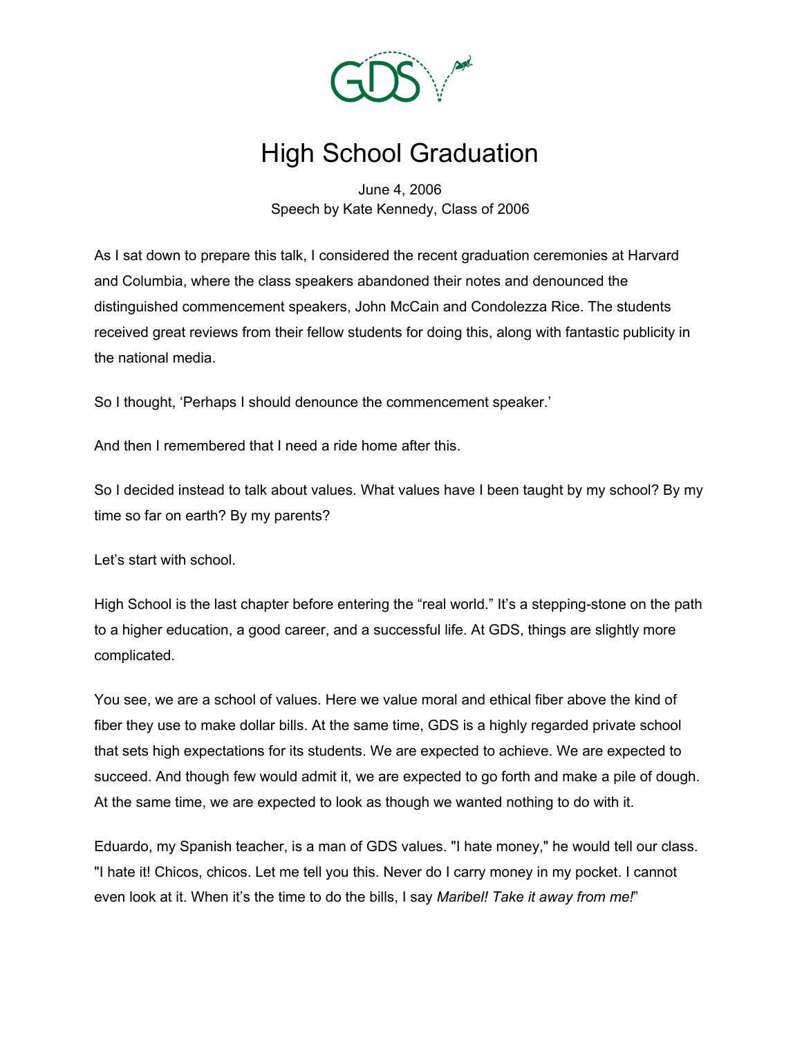# High School Graduation

June 4, 2006
Speech by Kate Kennedy, Class of 2006

As I sat down to prepare this talk, I considered the recent graduation ceremonies at Harvard and Columbia, where the class speakers abandoned their notes and denounced the distinguished commencement speakers, John McCain and Condolezza Rice. The students received great reviews from their fellow students for doing this, along with fantastic publicity in the national media.

So I thought, 'Perhaps I should denounce the commencement speaker.'

And then I remembered that I need a ride home after this.

So I decided instead to talk about values. What values have I been taught by my school? By my time so far on earth? By my parents?

Let's start with school.

High School is the last chapter before entering the "real world." It's a stepping-stone on the path to a higher education, a good career, and a successful life. At GDS, things are slightly more complicated.

You see, we are a school of values. Here we value moral and ethical fiber above the kind of fiber they use to make dollar bills. At the same time, GDS is a highly regarded private school that sets high expectations for its students. We are expected to achieve. We are expected to succeed. And though few would admit it, we are expected to go forth and make a pile of dough. At the same time, we are expected to look as though we wanted nothing to do with it.

Eduardo, my Spanish teacher, is a man of GDS values. "I hate money," he would tell our class. "I hate it! Chicos, chicos. Let me tell you this. Never do I carry money in my pocket. I cannot even look at it. When it's the time to do the bills, I say *Maribel! Take it away from me!*"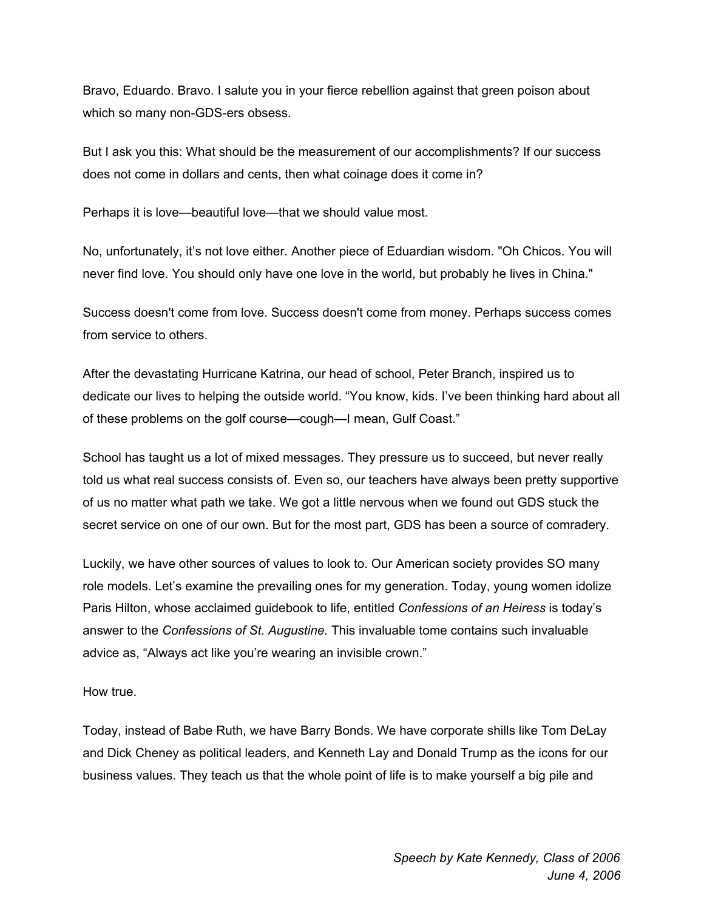Bravo, Eduardo. Bravo. I salute you in your fierce rebellion against that green poison about which so many non-GDS-ers obsess.

But I ask you this: What should be the measurement of our accomplishments? If our success does not come in dollars and cents, then what coinage does it come in?

Perhaps it is love—beautiful love—that we should value most.

No, unfortunately, it's not love either. Another piece of Eduardian wisdom. "Oh Chicos. You will never find love. You should only have one love in the world, but probably he lives in China."

Success doesn't come from love. Success doesn't come from money. Perhaps success comes from service to others.

After the devastating Hurricane Katrina, our head of school, Peter Branch, inspired us to dedicate our lives to helping the outside world. "You know, kids. I've been thinking hard about all of these problems on the golf course—cough—I mean, Gulf Coast."

School has taught us a lot of mixed messages. They pressure us to succeed, but never really told us what real success consists of. Even so, our teachers have always been pretty supportive of us no matter what path we take. We got a little nervous when we found out GDS stuck the secret service on one of our own. But for the most part, GDS has been a source of comradery.

Luckily, we have other sources of values to look to. Our American society provides SO many role models. Let's examine the prevailing ones for my generation. Today, young women idolize Paris Hilton, whose acclaimed guidebook to life, entitled *Confessions of an Heiress* is today's answer to the *Confessions of St. Augustine.* This invaluable tome contains such invaluable advice as, "Always act like you're wearing an invisible crown."

How true.

Today, instead of Babe Ruth, we have Barry Bonds. We have corporate shills like Tom DeLay and Dick Cheney as political leaders, and Kenneth Lay and Donald Trump as the icons for our business values. They teach us that the whole point of life is to make yourself a big pile and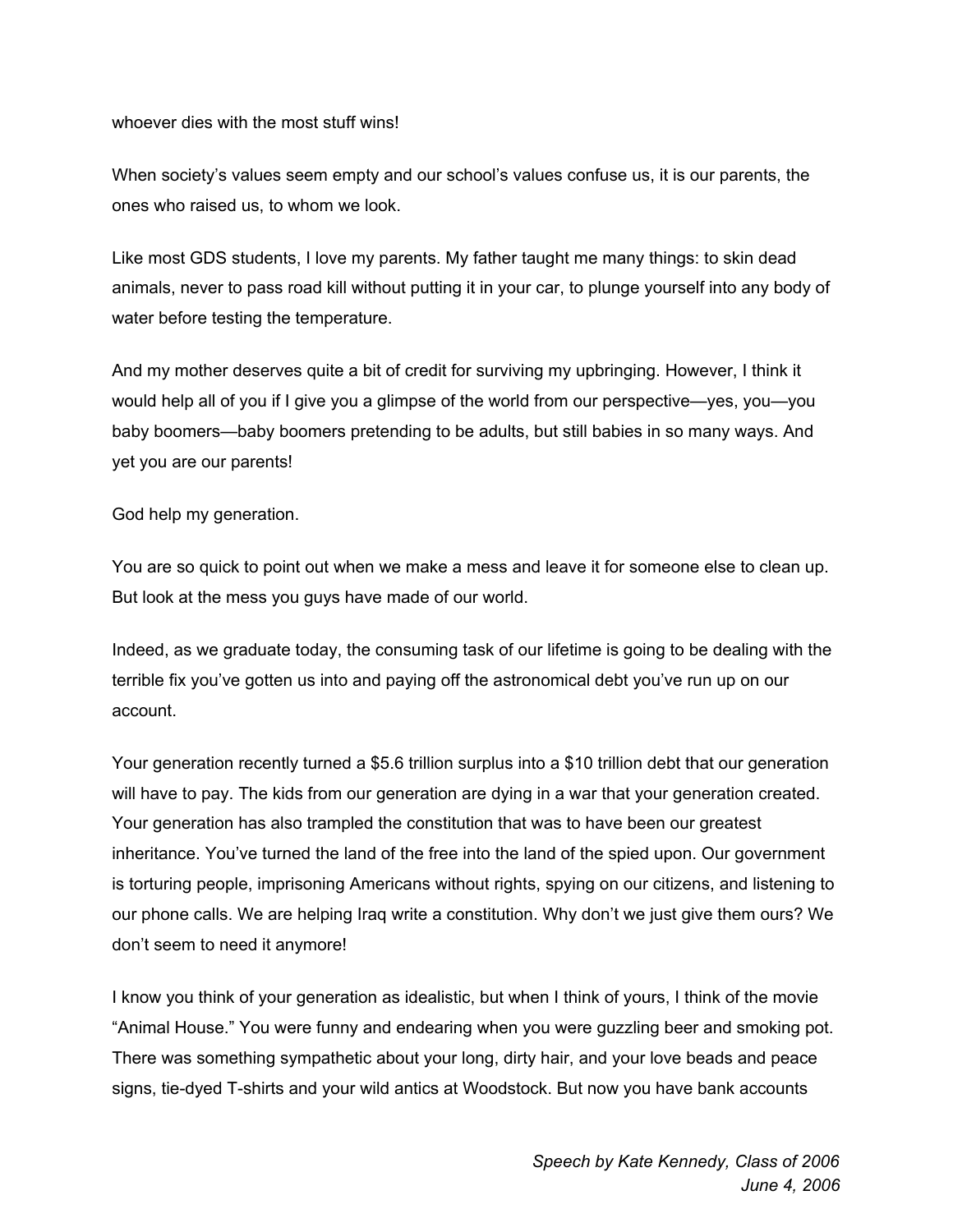whoever dies with the most stuff wins!

When society's values seem empty and our school's values confuse us, it is our parents, the ones who raised us, to whom we look.

Like most GDS students, I love my parents. My father taught me many things: to skin dead animals, never to pass road kill without putting it in your car, to plunge yourself into any body of water before testing the temperature.

And my mother deserves quite a bit of credit for surviving my upbringing. However, I think it would help all of you if I give you a glimpse of the world from our perspective—yes, you—you baby boomers—baby boomers pretending to be adults, but still babies in so many ways. And yet you are our parents!

God help my generation.

You are so quick to point out when we make a mess and leave it for someone else to clean up. But look at the mess you guys have made of our world.

Indeed, as we graduate today, the consuming task of our lifetime is going to be dealing with the terrible fix you've gotten us into and paying off the astronomical debt you've run up on our account.

Your generation recently turned a $5.6 trillion surplus into a $10 trillion debt that our generation will have to pay. The kids from our generation are dying in a war that your generation created. Your generation has also trampled the constitution that was to have been our greatest inheritance. You've turned the land of the free into the land of the spied upon. Our government is torturing people, imprisoning Americans without rights, spying on our citizens, and listening to our phone calls. We are helping Iraq write a constitution. Why don't we just give them ours? We don't seem to need it anymore!

I know you think of your generation as idealistic, but when I think of yours, I think of the movie "Animal House." You were funny and endearing when you were guzzling beer and smoking pot. There was something sympathetic about your long, dirty hair, and your love beads and peace signs, tie-dyed T-shirts and your wild antics at Woodstock. But now you have bank accounts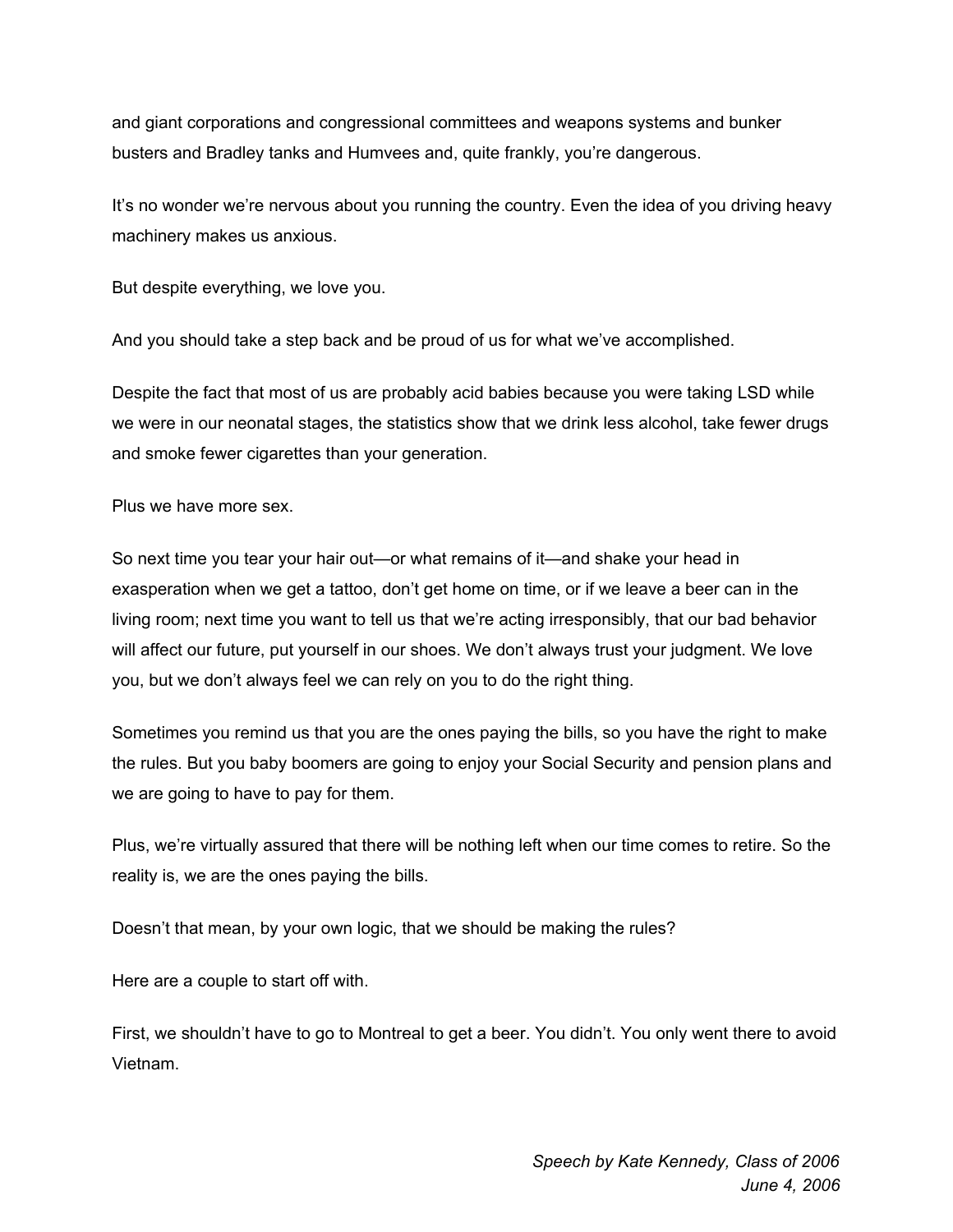and giant corporations and congressional committees and weapons systems and bunker busters and Bradley tanks and Humvees and, quite frankly, you're dangerous.

It's no wonder we're nervous about you running the country. Even the idea of you driving heavy machinery makes us anxious.

But despite everything, we love you.

And you should take a step back and be proud of us for what we've accomplished.

Despite the fact that most of us are probably acid babies because you were taking LSD while we were in our neonatal stages, the statistics show that we drink less alcohol, take fewer drugs and smoke fewer cigarettes than your generation.

Plus we have more sex.

So next time you tear your hair out—or what remains of it—and shake your head in exasperation when we get a tattoo, don't get home on time, or if we leave a beer can in the living room; next time you want to tell us that we're acting irresponsibly, that our bad behavior will affect our future, put yourself in our shoes. We don't always trust your judgment. We love you, but we don't always feel we can rely on you to do the right thing.

Sometimes you remind us that you are the ones paying the bills, so you have the right to make the rules. But you baby boomers are going to enjoy your Social Security and pension plans and we are going to have to pay for them.

Plus, we're virtually assured that there will be nothing left when our time comes to retire. So the reality is, we are the ones paying the bills.

Doesn't that mean, by your own logic, that we should be making the rules?

Here are a couple to start off with.

First, we shouldn't have to go to Montreal to get a beer. You didn't. You only went there to avoid Vietnam.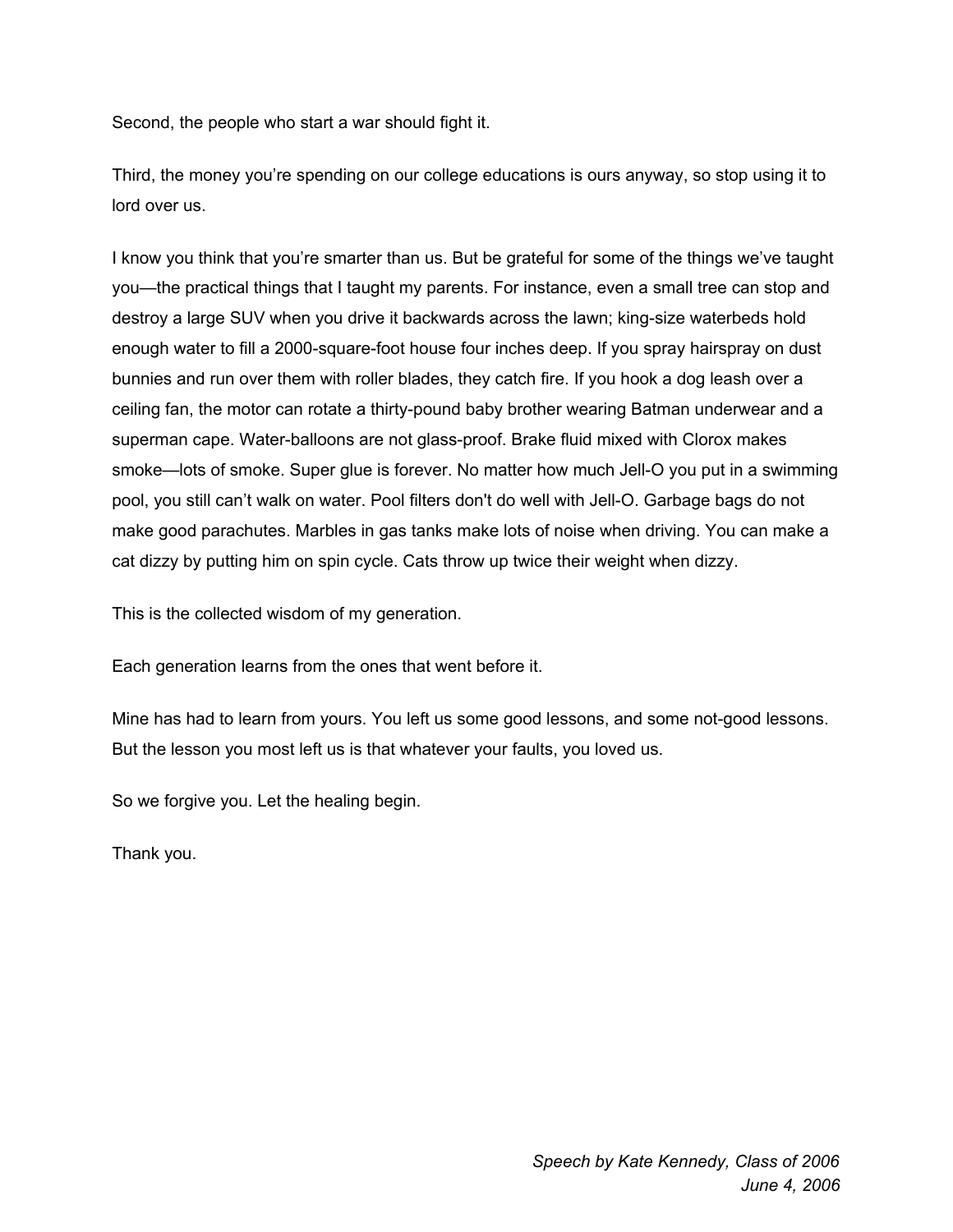Second, the people who start a war should fight it.

Third, the money you're spending on our college educations is ours anyway, so stop using it to lord over us.

I know you think that you're smarter than us. But be grateful for some of the things we've taught you—the practical things that I taught my parents. For instance, even a small tree can stop and destroy a large SUV when you drive it backwards across the lawn; king-size waterbeds hold enough water to fill a 2000-square-foot house four inches deep. If you spray hairspray on dust bunnies and run over them with roller blades, they catch fire. If you hook a dog leash over a ceiling fan, the motor can rotate a thirty-pound baby brother wearing Batman underwear and a superman cape. Water-balloons are not glass-proof. Brake fluid mixed with Clorox makes smoke—lots of smoke. Super glue is forever. No matter how much Jell-O you put in a swimming pool, you still can't walk on water. Pool filters don't do well with Jell-O. Garbage bags do not make good parachutes. Marbles in gas tanks make lots of noise when driving. You can make a cat dizzy by putting him on spin cycle. Cats throw up twice their weight when dizzy.

This is the collected wisdom of my generation.

Each generation learns from the ones that went before it.

Mine has had to learn from yours. You left us some good lessons, and some not-good lessons. But the lesson you most left us is that whatever your faults, you loved us.

So we forgive you. Let the healing begin.

Thank you.

*Speech by Kate Kennedy, Class of 2006*
*June 4, 2006*